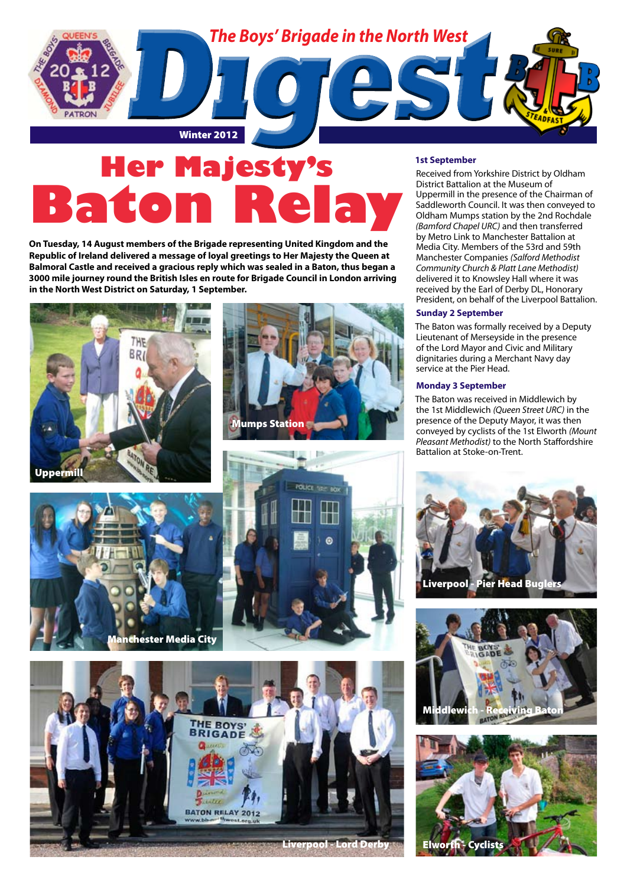The Boys' Brigade in the North West

# Digest

Winter 2012

# Her Majesty's Baton Relay

**On Tuesday, 14 August members of the Brigade representing United Kingdom and the Republic of Ireland delivered a message of loyal greetings to Her Majesty the Queen at Balmoral Castle and received a gracious reply which was sealed in a Baton, thus began a 3000 mile journey round the British Isles en route for Brigade Council in London arriving in the North West District on Saturday, 1 September.**

Uppermill

Mumps Station

Manchester Media City

Liverpool - Lord Derby

### 1st September

Received from Yorkshire District by Oldham District Battalion at the Museum of Uppermill in the presence of the Chairman of Saddleworth Council. It was then conveyed to Oldham Mumps station by the 2nd Rochdale *(Bamford Chapel URC)* and then transferred by Metro Link to Manchester Battalion at Media City. Members of the 53rd and 59th Manchester Companies *(Salford Methodist Community Church & Platt Lane Methodist)* delivered it to Knowsley Hall where it was received by the Earl of Derby DL, Honorary President, on behalf of the Liverpool Battalion.

### Sunday 2 September

The Baton was formally received by a Deputy Lieutenant of Merseyside in the presence of the Lord Mayor and Civic and Military dignitaries during a Merchant Navy day service at the Pier Head.

### Monday 3 September

The Baton was received in Middlewich by the 1st Middlewich *(Queen Street URC)* in the presence of the Deputy Mayor, it was then conveyed by cyclists of the 1st Elworth *(Mount Pleasant Methodist)* to the North Staffordshire Battalion at Stoke-on-Trent.

Liverpool - Pier Head Buglers

Middlewich - Receiving Baton

Elworth - Cyclists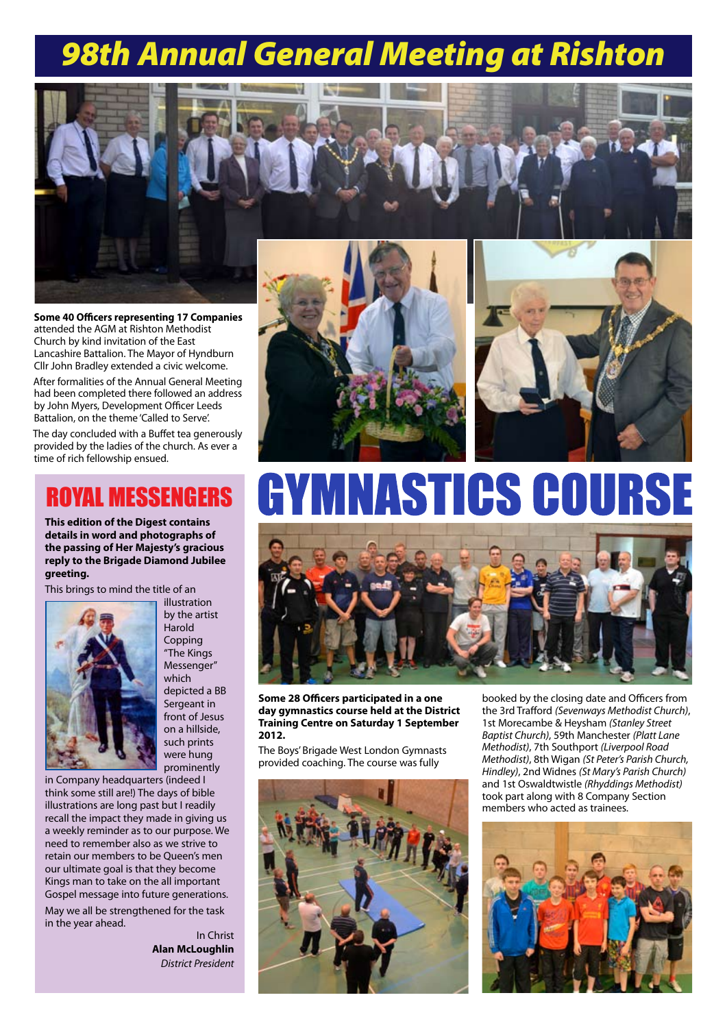# 98th Annual General Meeting at Rishton

**Some 40 Officers representing 17 Companies** attended the AGM at Rishton Methodist Church by kind invitation of the East Lancashire Battalion. The Mayor of Hyndburn Cllr John Bradley extended a civic welcome.

After formalities of the Annual General Meeting had been completed there followed an address by John Myers, Development Officer Leeds Battalion, on the theme 'Called to Serve'.

The day concluded with a Buffet tea generously provided by the ladies of the church. As ever a time of rich fellowship ensued.

## ROYAL MESSENGERS

**This edition of the Digest contains details in word and photographs of the passing of Her Majesty's gracious reply to the Brigade Diamond Jubilee greeting.**

This brings to mind the title of an illustration by the artist Harold Copping "The Kings Messenger" which depicted a BB Sergeant in front of Jesus on a hillside, such prints were hung prominently in Company headquarters (indeed I think some still are!) The days of bible illustrations are long past but I readily recall the impact they made in giving us a weekly reminder as to our purpose. We need to remember also as we strive to retain our members to be Queen's men our ultimate goal is that they become Kings man to take on the all important Gospel message into future generations.

May we all be strengthened for the task in the year ahead.

In Christ
**Alan McLoughlin**
*District President*

## GYMNASTICS COURSE

**Some 28 Officers participated in a one day gymnastics course held at the District Training Centre on Saturday 1 September 2012.**

The Boys' Brigade West London Gymnasts provided coaching. The course was fully booked by the closing date and Officers from the 3rd Trafford *(Sevenways Methodist Church)*, 1st Morecambe & Heysham *(Stanley Street Baptist Church)*, 59th Manchester *(Platt Lane Methodist)*, 7th Southport *(Liverpool Road Methodist)*, 8th Wigan *(St Peter's Parish Church, Hindley)*, 2nd Widnes *(St Mary's Parish Church)* and 1st Oswaldtwistle *(Rhyddings Methodist)* took part along with 8 Company Section members who acted as trainees.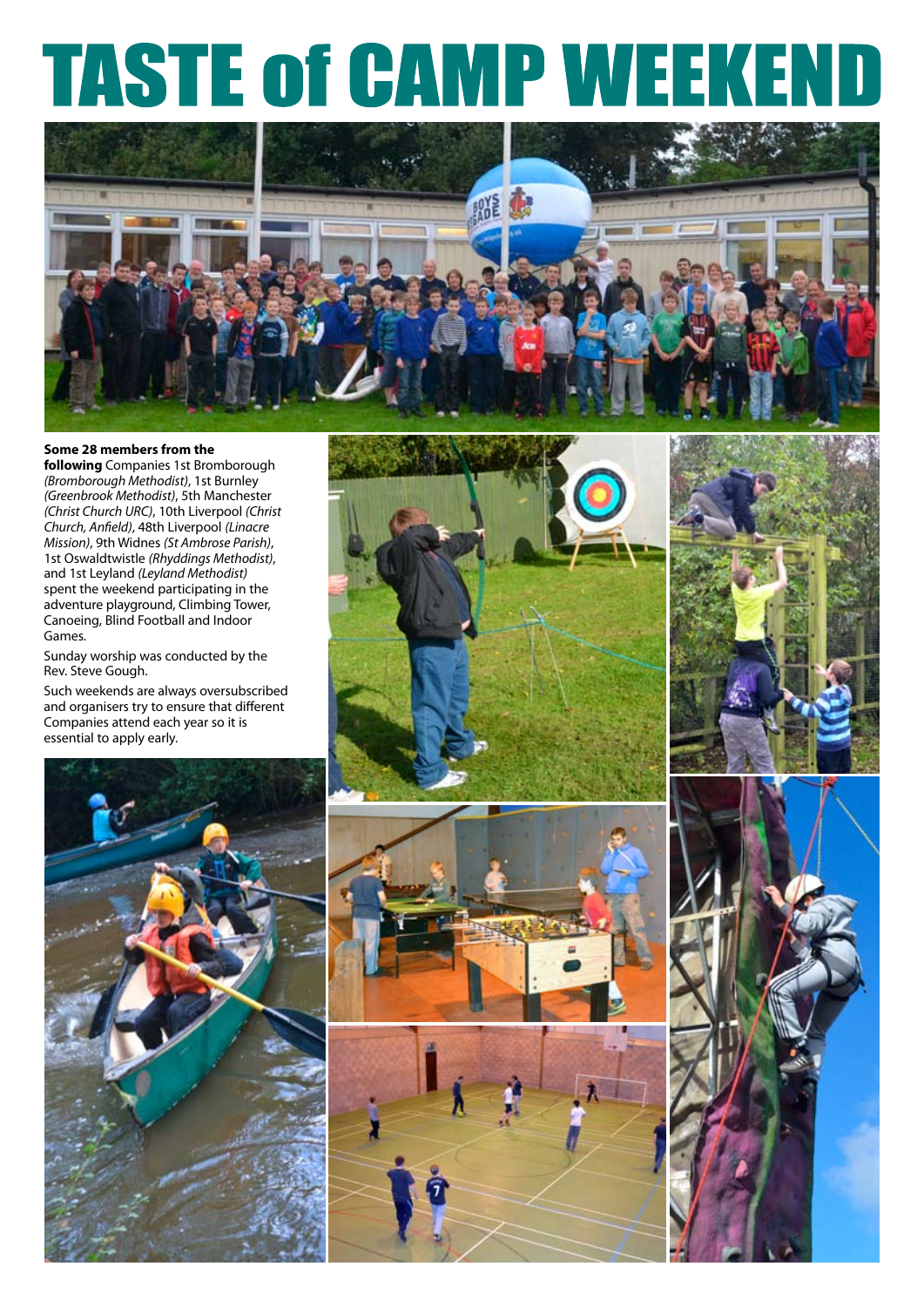# TASTE of CAMP WEEKEND

**Some 28 members from the following** Companies 1st Bromborough *(Bromborough Methodist)*, 1st Burnley *(Greenbrook Methodist)*, 5th Manchester *(Christ Church URC)*, 10th Liverpool *(Christ Church, Anfield)*, 48th Liverpool *(Linacre Mission)*, 9th Widnes *(St Ambrose Parish)*, 1st Oswaldtwistle *(Rhyddings Methodist)*, and 1st Leyland *(Leyland Methodist)* spent the weekend participating in the adventure playground, Climbing Tower, Canoeing, Blind Football and Indoor Games.

Sunday worship was conducted by the Rev. Steve Gough.

Such weekends are always oversubscribed and organisers try to ensure that different Companies attend each year so it is essential to apply early.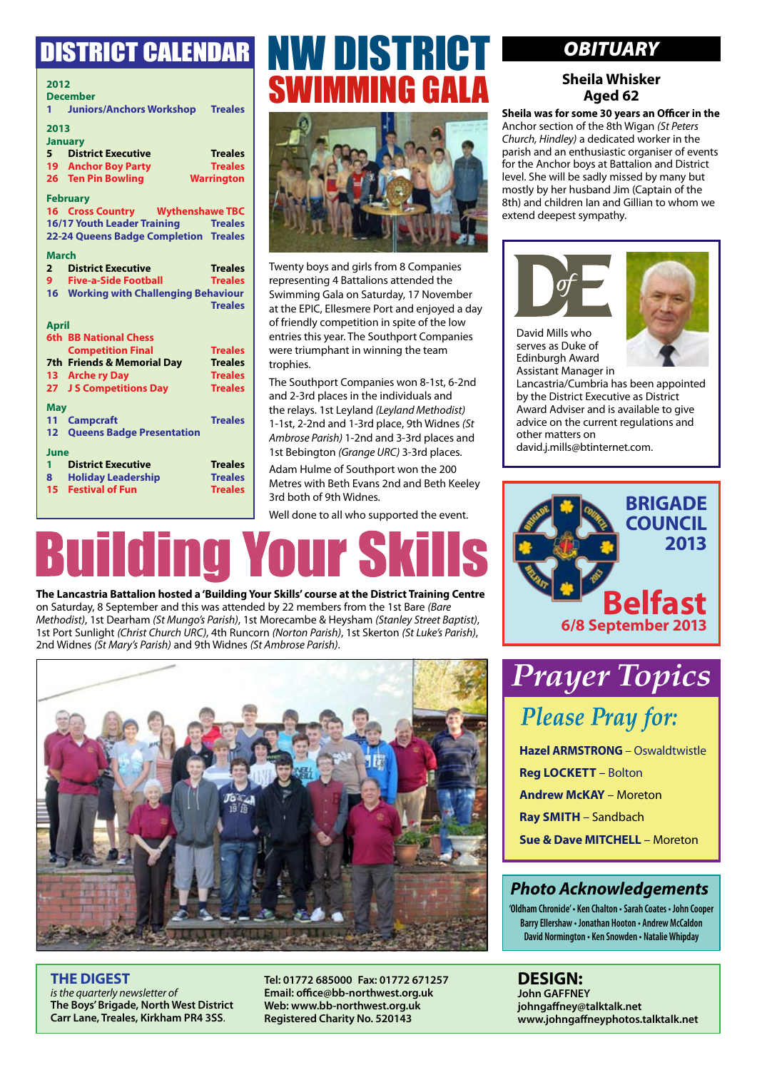# DISTRICT CALENDAR

**2012**
**December**

| | | |
|---|---|---|
| 1 | Juniors/Anchors Workshop | Treales |

**2013**
**January**

| | | |
|---|---|---|
| 5 | District Executive | Treales |
| 19 | Anchor Boy Party | Treales |
| 26 | Ten Pin Bowling | Warrington |

**February**

| | | |
|---|---|---|
| 16 | Cross Country | Wythenshawe TBC |
| 16/17 | Youth Leader Training | Treales |
| 22-24 | Queens Badge Completion | Treales |

**March**

| | | |
|---|---|---|
| 2 | District Executive | Treales |
| 9 | Five-a-Side Football | Treales |
| 16 | Working with Challenging Behaviour | Treales |

**April**

| | | |
|---|---|---|
| 6th | BB National Chess Competition Final | Treales |
| 7th | Friends & Memorial Day | Treales |
| 13 | Arche ry Day | Treales |
| 27 | J S Competitions Day | Treales |

**May**

| | | |
|---|---|---|
| 11 | Campcraft | Treales |
| 12 | Queens Badge Presentation | |

**June**

| | | |
|---|---|---|
| 1 | District Executive | Treales |
| 8 | Holiday Leadership | Treales |
| 15 | Festival of Fun | Treales |

# NW DISTRICT SWIMMING GALA

Twenty boys and girls from 8 Companies representing 4 Battalions attended the Swimming Gala on Saturday, 17 November at the EPIC, Ellesmere Port and enjoyed a day of friendly competition in spite of the low entries this year. The Southport Companies were triumphant in winning the team trophies.

The Southport Companies won 8-1st, 6-2nd and 2-3rd places in the individuals and the relays. 1st Leyland *(Leyland Methodist)* 1-1st, 2-2nd and 1-3rd place, 9th Widnes *(St Ambrose Parish)* 1-2nd and 3-3rd places and 1st Bebington *(Grange URC)* 3-3rd places.

Adam Hulme of Southport won the 200 Metres with Beth Evans 2nd and Beth Keeley 3rd both of 9th Widnes.

Well done to all who supported the event.

# OBITUARY

### Sheila Whisker
### Aged 62

**Sheila was for some 30 years an Officer in the** Anchor section of the 8th Wigan *(St Peters Church, Hindley)* a dedicated worker in the parish and an enthusiastic organiser of events for the Anchor boys at Battalion and District level. She will be sadly missed by many but mostly by her husband Jim (Captain of the 8th) and children Ian and Gillian to whom we extend deepest sympathy.

DofE

David Mills who serves as Duke of Edinburgh Award Assistant Manager in Lancastria/Cumbria has been appointed by the District Executive as District Award Adviser and is available to give advice on the current regulations and other matters on david.j.mills@btinternet.com.

# Building Your Skills

**The Lancastria Battalion hosted a 'Building Your Skills' course at the District Training Centre** on Saturday, 8 September and this was attended by 22 members from the 1st Bare *(Bare Methodist)*, 1st Dearham *(St Mungo's Parish)*, 1st Morecambe & Heysham *(Stanley Street Baptist)*, 1st Port Sunlight *(Christ Church URC)*, 4th Runcorn *(Norton Parish)*, 1st Skerton *(St Luke's Parish)*, 2nd Widnes *(St Mary's Parish)* and 9th Widnes *(St Ambrose Parish)*.

**BRIGADE COUNCIL 2013**
**Belfast**
**6/8 September 2013**

# Prayer Topics

## Please Pray for:

**Hazel ARMSTRONG** – Oswaldtwistle
**Reg LOCKETT** – Bolton
**Andrew McKAY** – Moreton
**Ray SMITH** – Sandbach
**Sue & Dave MITCHELL** – Moreton

## Photo Acknowledgements

'Oldham Chronicle' • Ken Chalton • Sarah Coates • John Cooper • Barry Ellershaw • Jonathan Hooton • Andrew McCaldon • David Normington • Ken Snowden • Natalie Whipday

**THE DIGEST**
*is the quarterly newsletter of*
**The Boys' Brigade, North West District**
**Carr Lane, Treales, Kirkham PR4 3SS.**

**Tel: 01772 685000 Fax: 01772 671257**
**Email: office@bb-northwest.org.uk**
**Web: www.bb-northwest.org.uk**
**Registered Charity No. 520143**

**DESIGN:**
**John GAFFNEY**
**johngaffney@talktalk.net**
**www.johngaffneyphotos.talktalk.net**